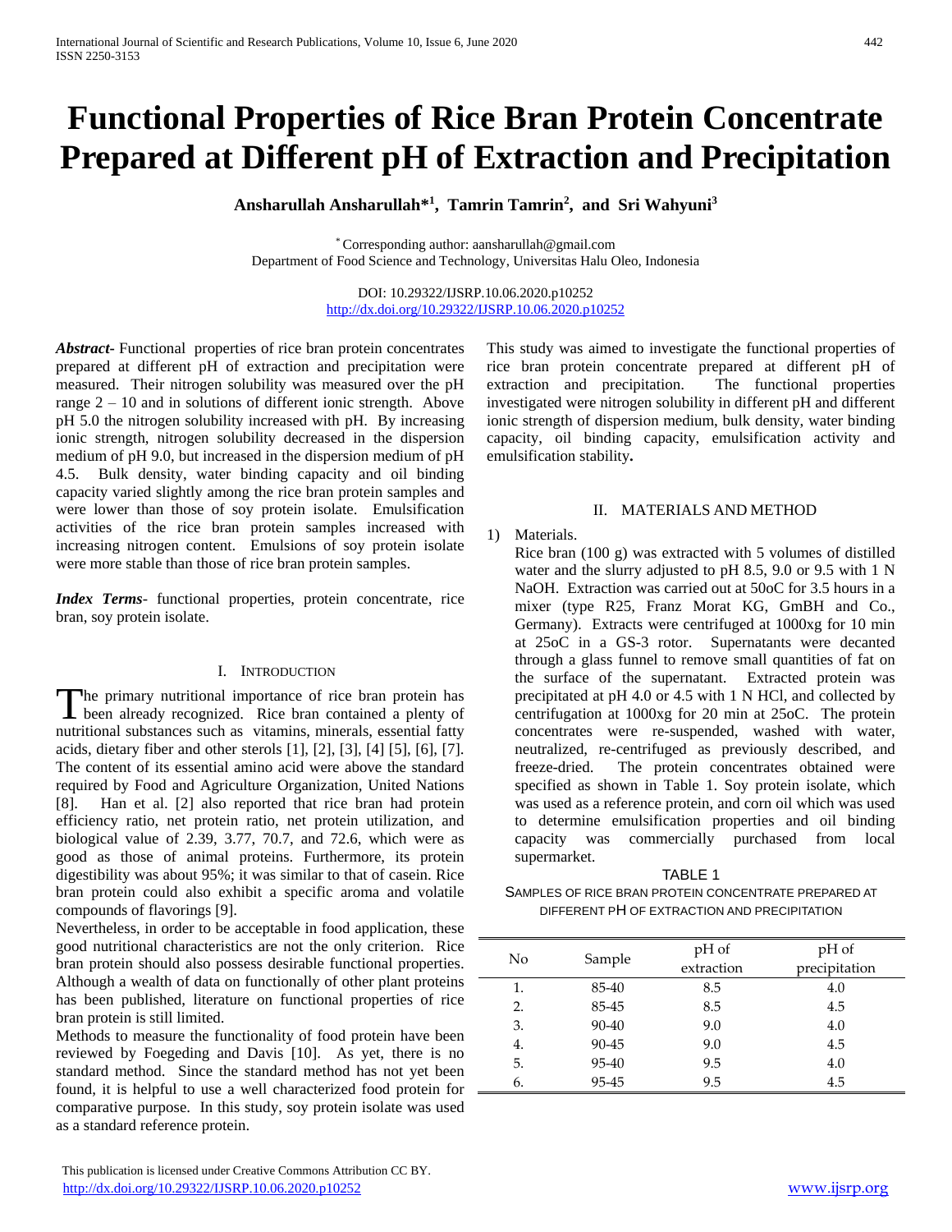# Functional Properties of Rice Bran Protein Concentrate Prepared at Different pH of Extraction and Precipitation

**Ansharullah Ansharullah*[1], Tamrin Tamrin[2], and Sri Wahyuni[3]**

* Corresponding author: aansharullah@gmail.com
Department of Food Science and Technology, Universitas Halu Oleo, Indonesia

DOI: 10.29322/IJSRP.10.06.2020.p10252
http://dx.doi.org/10.29322/IJSRP.10.06.2020.p10252

***Abstract***- Functional properties of rice bran protein concentrates prepared at different pH of extraction and precipitation were measured. Their nitrogen solubility was measured over the pH range 2 – 10 and in solutions of different ionic strength. Above pH 5.0 the nitrogen solubility increased with pH. By increasing ionic strength, nitrogen solubility decreased in the dispersion medium of pH 9.0, but increased in the dispersion medium of pH 4.5. Bulk density, water binding capacity and oil binding capacity varied slightly among the rice bran protein samples and were lower than those of soy protein isolate. Emulsification activities of the rice bran protein samples increased with increasing nitrogen content. Emulsions of soy protein isolate were more stable than those of rice bran protein samples.

***Index Terms***- functional properties, protein concentrate, rice bran, soy protein isolate.

## I. Introduction

The primary nutritional importance of rice bran protein has been already recognized. Rice bran contained a plenty of nutritional substances such as vitamins, minerals, essential fatty acids, dietary fiber and other sterols [1], [2], [3], [4] [5], [6], [7]. The content of its essential amino acid were above the standard required by Food and Agriculture Organization, United Nations [8]. Han et al. [2] also reported that rice bran had protein efficiency ratio, net protein ratio, net protein utilization, and biological value of 2.39, 3.77, 70.7, and 72.6, which were as good as those of animal proteins. Furthermore, its protein digestibility was about 95%; it was similar to that of casein. Rice bran protein could also exhibit a specific aroma and volatile compounds of flavorings [9].

Nevertheless, in order to be acceptable in food application, these good nutritional characteristics are not the only criterion. Rice bran protein should also possess desirable functional properties. Although a wealth of data on functionally of other plant proteins has been published, literature on functional properties of rice bran protein is still limited.

Methods to measure the functionality of food protein have been reviewed by Foegeding and Davis [10]. As yet, there is no standard method. Since the standard method has not yet been found, it is helpful to use a well characterized food protein for comparative purpose. In this study, soy protein isolate was used as a standard reference protein.

This study was aimed to investigate the functional properties of rice bran protein concentrate prepared at different pH of extraction and precipitation. The functional properties investigated were nitrogen solubility in different pH and different ionic strength of dispersion medium, bulk density, water binding capacity, oil binding capacity, emulsification activity and emulsification stability.

## II. Materials and Method

1) Materials.

   Rice bran (100 g) was extracted with 5 volumes of distilled water and the slurry adjusted to pH 8.5, 9.0 or 9.5 with 1 N NaOH. Extraction was carried out at 50oC for 3.5 hours in a mixer (type R25, Franz Morat KG, GmBH and Co., Germany). Extracts were centrifuged at 1000xg for 10 min at 25oC in a GS-3 rotor. Supernatants were decanted through a glass funnel to remove small quantities of fat on the surface of the supernatant. Extracted protein was precipitated at pH 4.0 or 4.5 with 1 N HCl, and collected by centrifugation at 1000xg for 20 min at 25oC. The protein concentrates were re-suspended, washed with water, neutralized, re-centrifuged as previously described, and freeze-dried. The protein concentrates obtained were specified as shown in Table 1. Soy protein isolate, which was used as a reference protein, and corn oil which was used to determine emulsification properties and oil binding capacity was commercially purchased from local supermarket.

TABLE 1
SAMPLES OF RICE BRAN PROTEIN CONCENTRATE PREPARED AT DIFFERENT pH OF EXTRACTION AND PRECIPITATION

| No | Sample | pH of extraction | pH of precipitation |
|---|---|---|---|
| 1. | 85-40 | 8.5 | 4.0 |
| 2. | 85-45 | 8.5 | 4.5 |
| 3. | 90-40 | 9.0 | 4.0 |
| 4. | 90-45 | 9.0 | 4.5 |
| 5. | 95-40 | 9.5 | 4.0 |
| 6. | 95-45 | 9.5 | 4.5 |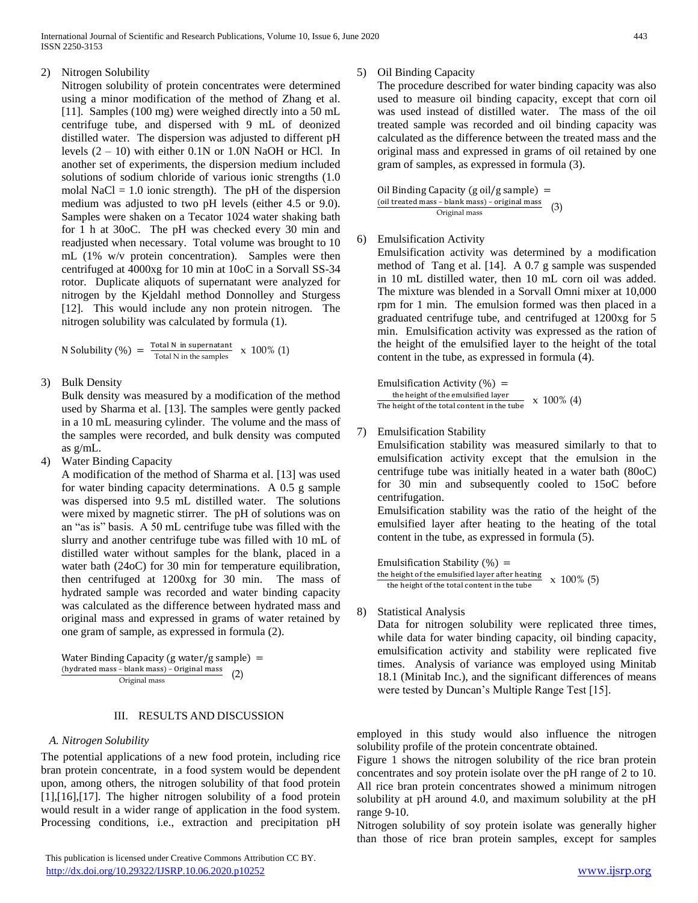2) Nitrogen Solubility

Nitrogen solubility of protein concentrates were determined using a minor modification of the method of Zhang et al. [11]. Samples (100 mg) were weighed directly into a 50 mL centrifuge tube, and dispersed with 9 mL of deonized distilled water. The dispersion was adjusted to different pH levels (2 – 10) with either 0.1N or 1.0N NaOH or HCl. In another set of experiments, the dispersion medium included solutions of sodium chloride of various ionic strengths (1.0 molal NaCl = 1.0 ionic strength). The pH of the dispersion medium was adjusted to two pH levels (either 4.5 or 9.0). Samples were shaken on a Tecator 1024 water shaking bath for 1 h at 30oC. The pH was checked every 30 min and readjusted when necessary. Total volume was brought to 10 mL (1% w/v protein concentration). Samples were then centrifuged at 4000xg for 10 min at 10oC in a Sorvall SS-34 rotor. Duplicate aliquots of supernatant were analyzed for nitrogen by the Kjeldahl method Donnolley and Sturgess [12]. This would include any non protein nitrogen. The nitrogen solubility was calculated by formula (1).

$$\text{N Solubility (\%)} = \frac{\text{Total N in supernatant}}{\text{Total N in the samples}} \times 100\% \quad (1)$$

3) Bulk Density

Bulk density was measured by a modification of the method used by Sharma et al. [13]. The samples were gently packed in a 10 mL measuring cylinder. The volume and the mass of the samples were recorded, and bulk density was computed as g/mL.

4) Water Binding Capacity

A modification of the method of Sharma et al. [13] was used for water binding capacity determinations. A 0.5 g sample was dispersed into 9.5 mL distilled water. The solutions were mixed by magnetic stirrer. The pH of solutions was on an "as is" basis. A 50 mL centrifuge tube was filled with the slurry and another centrifuge tube was filled with 10 mL of distilled water without samples for the blank, placed in a water bath (24oC) for 30 min for temperature equilibration, then centrifuged at 1200xg for 30 min. The mass of hydrated sample was recorded and water binding capacity was calculated as the difference between hydrated mass and original mass and expressed in grams of water retained by one gram of sample, as expressed in formula (2).

$$\text{Water Binding Capacity (g water/g sample)} = \frac{\text{(hydrated mass – blank mass) – Original mass}}{\text{Original mass}} \quad (2)$$

5) Oil Binding Capacity

The procedure described for water binding capacity was also used to measure oil binding capacity, except that corn oil was used instead of distilled water. The mass of the oil treated sample was recorded and oil binding capacity was calculated as the difference between the treated mass and the original mass and expressed in grams of oil retained by one gram of samples, as expressed in formula (3).

$$\text{Oil Binding Capacity (g oil/g sample)} = \frac{\text{(oil treated mass – blank mass) – original mass}}{\text{Original mass}} \quad (3)$$

6) Emulsification Activity

Emulsification activity was determined by a modification method of Tang et al. [14]. A 0.7 g sample was suspended in 10 mL distilled water, then 10 mL corn oil was added. The mixture was blended in a Sorvall Omni mixer at 10,000 rpm for 1 min. The emulsion formed was then placed in a graduated centrifuge tube, and centrifuged at 1200xg for 5 min. Emulsification activity was expressed as the ration of the height of the emulsified layer to the height of the total content in the tube, as expressed in formula (4).

$$\text{Emulsification Activity (\%)} = \frac{\text{the height of the emulsified layer}}{\text{The height of the total content in the tube}} \times 100\% \quad (4)$$

7) Emulsification Stability

Emulsification stability was measured similarly to that to emulsification activity except that the emulsion in the centrifuge tube was initially heated in a water bath (80oC) for 30 min and subsequently cooled to 15oC before centrifugation.

Emulsification stability was the ratio of the height of the emulsified layer after heating to the heating of the total content in the tube, as expressed in formula (5).

$$\text{Emulsification Stability (\%)} = \frac{\text{the height of the emulsified layer after heating}}{\text{the height of the total content in the tube}} \times 100\% \quad (5)$$

8) Statistical Analysis

Data for nitrogen solubility were replicated three times, while data for water binding capacity, oil binding capacity, emulsification activity and stability were replicated five times. Analysis of variance was employed using Minitab 18.1 (Minitab Inc.), and the significant differences of means were tested by Duncan's Multiple Range Test [15].

## III. RESULTS AND DISCUSSION

### *A. Nitrogen Solubility*

The potential applications of a new food protein, including rice bran protein concentrate, in a food system would be dependent upon, among others, the nitrogen solubility of that food protein [1],[16],[17]. The higher nitrogen solubility of a food protein would result in a wider range of application in the food system. Processing conditions, i.e., extraction and precipitation pH employed in this study would also influence the nitrogen solubility profile of the protein concentrate obtained.

Figure 1 shows the nitrogen solubility of the rice bran protein concentrates and soy protein isolate over the pH range of 2 to 10. All rice bran protein concentrates showed a minimum nitrogen solubility at pH around 4.0, and maximum solubility at the pH range 9-10.

Nitrogen solubility of soy protein isolate was generally higher than those of rice bran protein samples, except for samples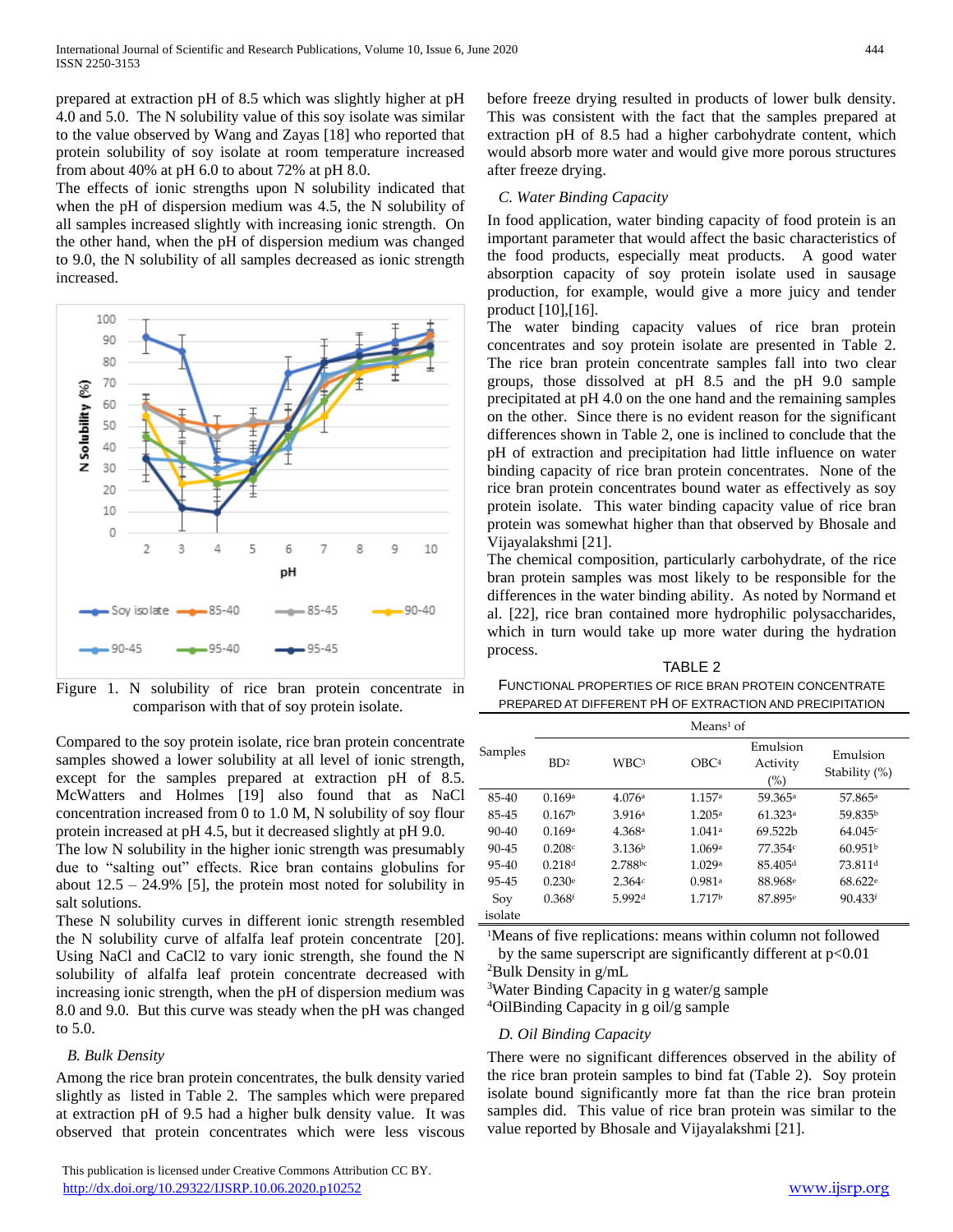prepared at extraction pH of 8.5 which was slightly higher at pH 4.0 and 5.0. The N solubility value of this soy isolate was similar to the value observed by Wang and Zayas [18] who reported that protein solubility of soy isolate at room temperature increased from about 40% at pH 6.0 to about 72% at pH 8.0.

The effects of ionic strengths upon N solubility indicated that when the pH of dispersion medium was 4.5, the N solubility of all samples increased slightly with increasing ionic strength. On the other hand, when the pH of dispersion medium was changed to 9.0, the N solubility of all samples decreased as ionic strength increased.

Figure 1. N solubility of rice bran protein concentrate in comparison with that of soy protein isolate.

Compared to the soy protein isolate, rice bran protein concentrate samples showed a lower solubility at all level of ionic strength, except for the samples prepared at extraction pH of 8.5. McWatters and Holmes [19] also found that as NaCl concentration increased from 0 to 1.0 M, N solubility of soy flour protein increased at pH 4.5, but it decreased slightly at pH 9.0.

The low N solubility in the higher ionic strength was presumably due to "salting out" effects. Rice bran contains globulins for about 12.5 – 24.9% [5], the protein most noted for solubility in salt solutions.

These N solubility curves in different ionic strength resembled the N solubility curve of alfalfa leaf protein concentrate [20]. Using NaCl and $CaCl_2$ to vary ionic strength, she found the N solubility of alfalfa leaf protein concentrate decreased with increasing ionic strength, when the pH of dispersion medium was 8.0 and 9.0. But this curve was steady when the pH was changed to 5.0.

### *B. Bulk Density*

Among the rice bran protein concentrates, the bulk density varied slightly as listed in Table 2. The samples which were prepared at extraction pH of 9.5 had a higher bulk density value. It was observed that protein concentrates which were less viscous before freeze drying resulted in products of lower bulk density. This was consistent with the fact that the samples prepared at extraction pH of 8.5 had a higher carbohydrate content, which would absorb more water and would give more porous structures after freeze drying.

### *C. Water Binding Capacity*

In food application, water binding capacity of food protein is an important parameter that would affect the basic characteristics of the food products, especially meat products. A good water absorption capacity of soy protein isolate used in sausage production, for example, would give a more juicy and tender product [10],[16].

The water binding capacity values of rice bran protein concentrates and soy protein isolate are presented in Table 2. The rice bran protein concentrate samples fall into two clear groups, those dissolved at pH 8.5 and the pH 9.0 sample precipitated at pH 4.0 on the one hand and the remaining samples on the other. Since there is no evident reason for the significant differences shown in Table 2, one is inclined to conclude that the pH of extraction and precipitation had little influence on water binding capacity of rice bran protein concentrates. None of the rice bran protein concentrates bound water as effectively as soy protein isolate. This water binding capacity value of rice bran protein was somewhat higher than that observed by Bhosale and Vijayalakshmi [21].

The chemical composition, particularly carbohydrate, of the rice bran protein samples was most likely to be responsible for the differences in the water binding ability. As noted by Normand et al. [22], rice bran contained more hydrophilic polysaccharides, which in turn would take up more water during the hydration process.

TABLE 2

FUNCTIONAL PROPERTIES OF RICE BRAN PROTEIN CONCENTRATE PREPARED AT DIFFERENT PH OF EXTRACTION AND PRECIPITATION

| Samples | Means[1] of | | | | |
|---|---|---|---|---|---|
| | BD[2] | WBC[3] | OBC[4] | Emulsion Activity (%) | Emulsion Stability (%) |
| 85-40 | 0.169[a] | 4.076[a] | 1.157[a] | 59.365[a] | 57.865[a] |
| 85-45 | 0.167[b] | 3.916[a] | 1.205[a] | 61.323[a] | 59.835[b] |
| 90-40 | 0.169[a] | 4.368[a] | 1.041[a] | 69.522b | 64.045[c] |
| 90-45 | 0.208[c] | 3.136[b] | 1.069[a] | 77.354[c] | 60.951[b] |
| 95-40 | 0.218[d] | 2.788[bc] | 1.029[a] | 85.405[d] | 73.811[d] |
| 95-45 | 0.230[e] | 2.364[c] | 0.981[a] | 88.968[e] | 68.622[e] |
| Soy isolate | 0.368[f] | 5.992[d] | 1.717[b] | 87.895[e] | 90.433[f] |

[1]Means of five replications: means within column not followed by the same superscript are significantly different at p<0.01
[2]Bulk Density in g/mL
[3]Water Binding Capacity in g water/g sample
[4]OilBinding Capacity in g oil/g sample

### *D. Oil Binding Capacity*

There were no significant differences observed in the ability of the rice bran protein samples to bind fat (Table 2). Soy protein isolate bound significantly more fat than the rice bran protein samples did. This value of rice bran protein was similar to the value reported by Bhosale and Vijayalakshmi [21].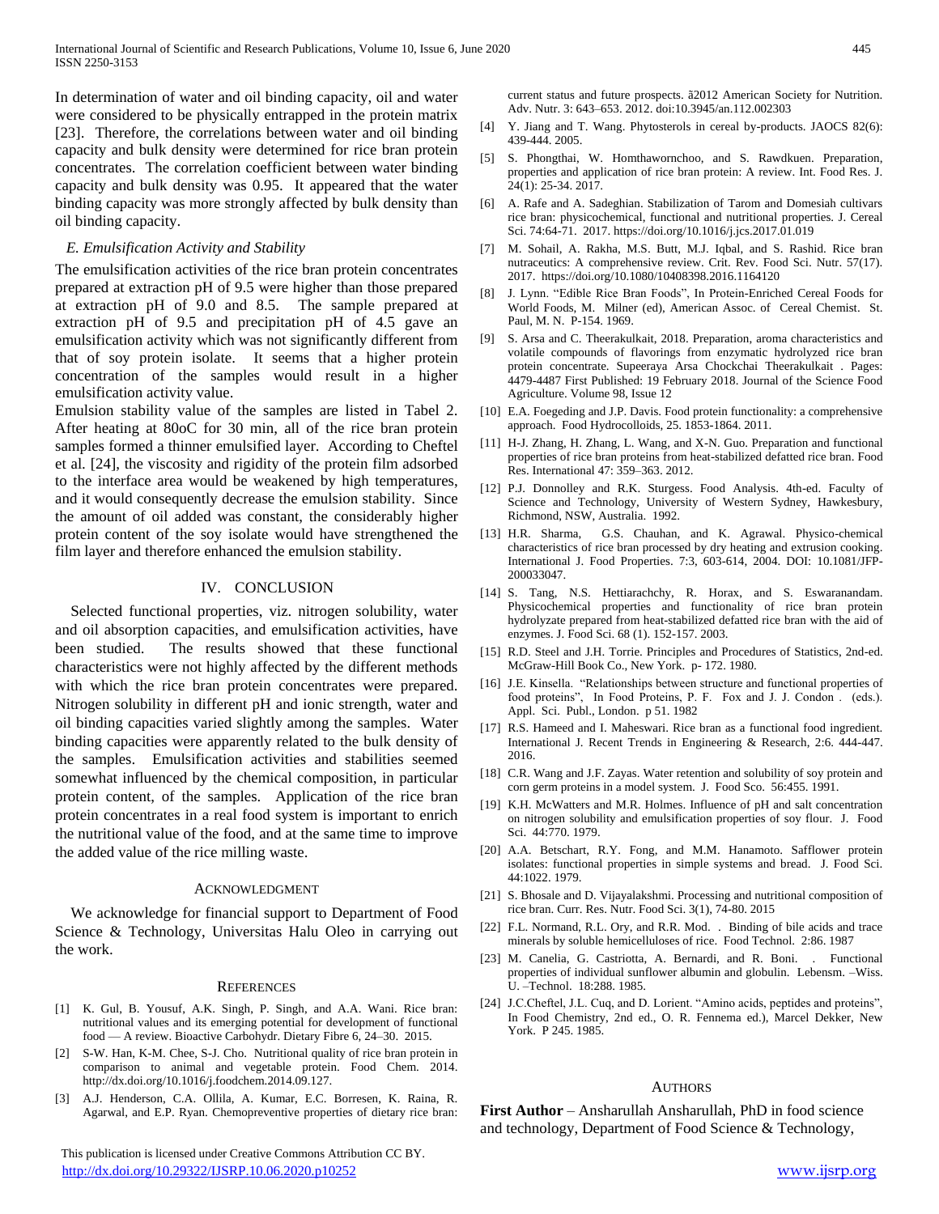In determination of water and oil binding capacity, oil and water were considered to be physically entrapped in the protein matrix [23]. Therefore, the correlations between water and oil binding capacity and bulk density were determined for rice bran protein concentrates. The correlation coefficient between water binding capacity and bulk density was 0.95. It appeared that the water binding capacity was more strongly affected by bulk density than oil binding capacity.

### *E. Emulsification Activity and Stability*

The emulsification activities of the rice bran protein concentrates prepared at extraction pH of 9.5 were higher than those prepared at extraction pH of 9.0 and 8.5. The sample prepared at extraction pH of 9.5 and precipitation pH of 4.5 gave an emulsification activity which was not significantly different from that of soy protein isolate. It seems that a higher protein concentration of the samples would result in a higher emulsification activity value.

Emulsion stability value of the samples are listed in Tabel 2. After heating at 80oC for 30 min, all of the rice bran protein samples formed a thinner emulsified layer. According to Cheftel et al. [24], the viscosity and rigidity of the protein film adsorbed to the interface area would be weakened by high temperatures, and it would consequently decrease the emulsion stability. Since the amount of oil added was constant, the considerably higher protein content of the soy isolate would have strengthened the film layer and therefore enhanced the emulsion stability.

## IV. CONCLUSION

Selected functional properties, viz. nitrogen solubility, water and oil absorption capacities, and emulsification activities, have been studied. The results showed that these functional characteristics were not highly affected by the different methods with which the rice bran protein concentrates were prepared. Nitrogen solubility in different pH and ionic strength, water and oil binding capacities varied slightly among the samples. Water binding capacities were apparently related to the bulk density of the samples. Emulsification activities and stabilities seemed somewhat influenced by the chemical composition, in particular protein content, of the samples. Application of the rice bran protein concentrates in a real food system is important to enrich the nutritional value of the food, and at the same time to improve the added value of the rice milling waste.

## ACKNOWLEDGMENT

We acknowledge for financial support to Department of Food Science & Technology, Universitas Halu Oleo in carrying out the work.

## REFERENCES

[1] K. Gul, B. Yousuf, A.K. Singh, P. Singh, and A.A. Wani. Rice bran: nutritional values and its emerging potential for development of functional food — A review. Bioactive Carbohydr. Dietary Fibre 6, 24–30. 2015.

[2] S-W. Han, K-M. Chee, S-J. Cho. Nutritional quality of rice bran protein in comparison to animal and vegetable protein. Food Chem. 2014. http://dx.doi.org/10.1016/j.foodchem.2014.09.127.

[3] A.J. Henderson, C.A. Ollila, A. Kumar, E.C. Borresen, K. Raina, R. Agarwal, and E.P. Ryan. Chemopreventive properties of dietary rice bran: current status and future prospects. ã2012 American Society for Nutrition. Adv. Nutr. 3: 643–653. 2012. doi:10.3945/an.112.002303

[4] Y. Jiang and T. Wang. Phytosterols in cereal by-products. JAOCS 82(6): 439-444. 2005.

[5] S. Phongthai, W. Homthawornchoo, and S. Rawdkuen. Preparation, properties and application of rice bran protein: A review. Int. Food Res. J. 24(1): 25-34. 2017.

[6] A. Rafe and A. Sadeghian. Stabilization of Tarom and Domesiah cultivars rice bran: physicochemical, functional and nutritional properties. J. Cereal Sci. 74:64-71. 2017. https://doi.org/10.1016/j.jcs.2017.01.019

[7] M. Sohail, A. Rakha, M.S. Butt, M.J. Iqbal, and S. Rashid. Rice bran nutraceutics: A comprehensive review. Crit. Rev. Food Sci. Nutr. 57(17). 2017. https://doi.org/10.1080/10408398.2016.1164120

[8] J. Lynn. "Edible Rice Bran Foods", In Protein-Enriched Cereal Foods for World Foods, M. Milner (ed), American Assoc. of Cereal Chemist. St. Paul, M. N. P-154. 1969.

[9] S. Arsa and C. Theerakulkait, 2018. Preparation, aroma characteristics and volatile compounds of flavorings from enzymatic hydrolyzed rice bran protein concentrate. Supeeraya Arsa Chockchai Theerakulkait . Pages: 4479-4487 First Published: 19 February 2018. Journal of the Science Food Agriculture. Volume 98, Issue 12

[10] E.A. Foegeding and J.P. Davis. Food protein functionality: a comprehensive approach. Food Hydrocolloids, 25. 1853-1864. 2011.

[11] H-J. Zhang, H. Zhang, L. Wang, and X-N. Guo. Preparation and functional properties of rice bran proteins from heat-stabilized defatted rice bran. Food Res. International 47: 359–363. 2012.

[12] P.J. Donnolley and R.K. Sturgess. Food Analysis. 4th-ed. Faculty of Science and Technology, University of Western Sydney, Hawkesbury, Richmond, NSW, Australia. 1992.

[13] H.R. Sharma, G.S. Chauhan, and K. Agrawal. Physico-chemical characteristics of rice bran processed by dry heating and extrusion cooking. International J. Food Properties. 7:3, 603-614, 2004. DOI: 10.1081/JFP-200033047.

[14] S. Tang, N.S. Hettiarachchy, R. Horax, and S. Eswaranandam. Physicochemical properties and functionality of rice bran protein hydrolyzate prepared from heat-stabilized defatted rice bran with the aid of enzymes. J. Food Sci. 68 (1). 152-157. 2003.

[15] R.D. Steel and J.H. Torrie. Principles and Procedures of Statistics, 2nd-ed. McGraw-Hill Book Co., New York. p- 172. 1980.

[16] J.E. Kinsella. "Relationships between structure and functional properties of food proteins", In Food Proteins, P. F. Fox and J. J. Condon . (eds.). Appl. Sci. Publ., London. p 51. 1982

[17] R.S. Hameed and I. Maheswari. Rice bran as a functional food ingredient. International J. Recent Trends in Engineering & Research, 2:6. 444-447. 2016.

[18] C.R. Wang and J.F. Zayas. Water retention and solubility of soy protein and corn germ proteins in a model system. J. Food Sco. 56:455. 1991.

[19] K.H. McWatters and M.R. Holmes. Influence of pH and salt concentration on nitrogen solubility and emulsification properties of soy flour. J. Food Sci. 44:770. 1979.

[20] A.A. Betschart, R.Y. Fong, and M.M. Hanamoto. Safflower protein isolates: functional properties in simple systems and bread. J. Food Sci. 44:1022. 1979.

[21] S. Bhosale and D. Vijayalakshmi. Processing and nutritional composition of rice bran. Curr. Res. Nutr. Food Sci. 3(1), 74-80. 2015

[22] F.L. Normand, R.L. Ory, and R.R. Mod. . Binding of bile acids and trace minerals by soluble hemicelluloses of rice. Food Technol. 2:86. 1987

[23] M. Canelia, G. Castriotta, A. Bernardi, and R. Boni. . Functional properties of individual sunflower albumin and globulin. Lebensm. –Wiss. U. –Technol. 18:288. 1985.

[24] J.C.Cheftel, J.L. Cuq, and D. Lorient. "Amino acids, peptides and proteins", In Food Chemistry, 2nd ed., O. R. Fennema ed.), Marcel Dekker, New York. P 245. 1985.

## AUTHORS

**First Author** – Ansharullah Ansharullah, PhD in food science and technology, Department of Food Science & Technology,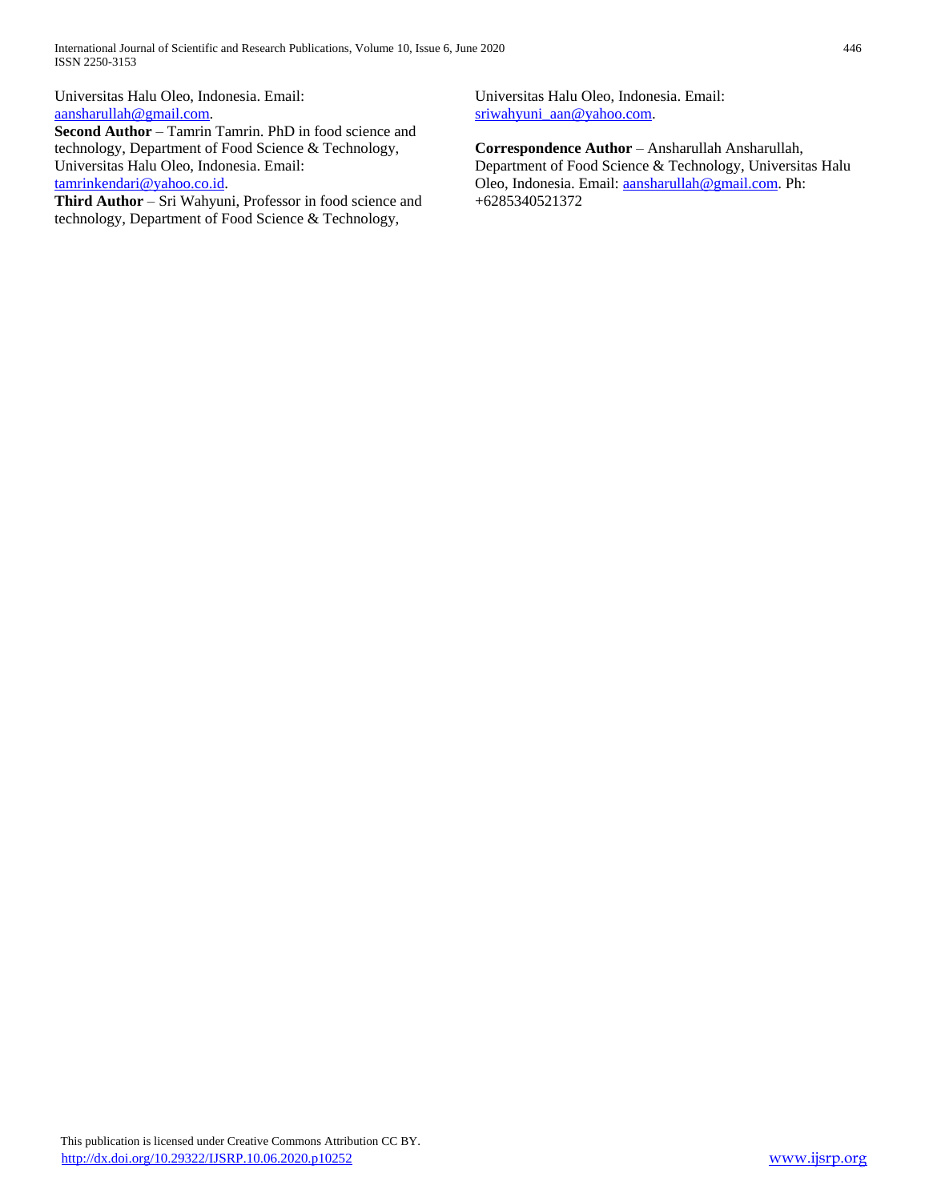Universitas Halu Oleo, Indonesia. Email: aansharullah@gmail.com.

**Second Author** – Tamrin Tamrin. PhD in food science and technology, Department of Food Science & Technology, Universitas Halu Oleo, Indonesia. Email: tamrinkendari@yahoo.co.id.

**Third Author** – Sri Wahyuni, Professor in food science and technology, Department of Food Science & Technology, Universitas Halu Oleo, Indonesia. Email: sriwahyuni_aan@yahoo.com.

**Correspondence Author** – Ansharullah Ansharullah, Department of Food Science & Technology, Universitas Halu Oleo, Indonesia. Email: aansharullah@gmail.com. Ph: +6285340521372